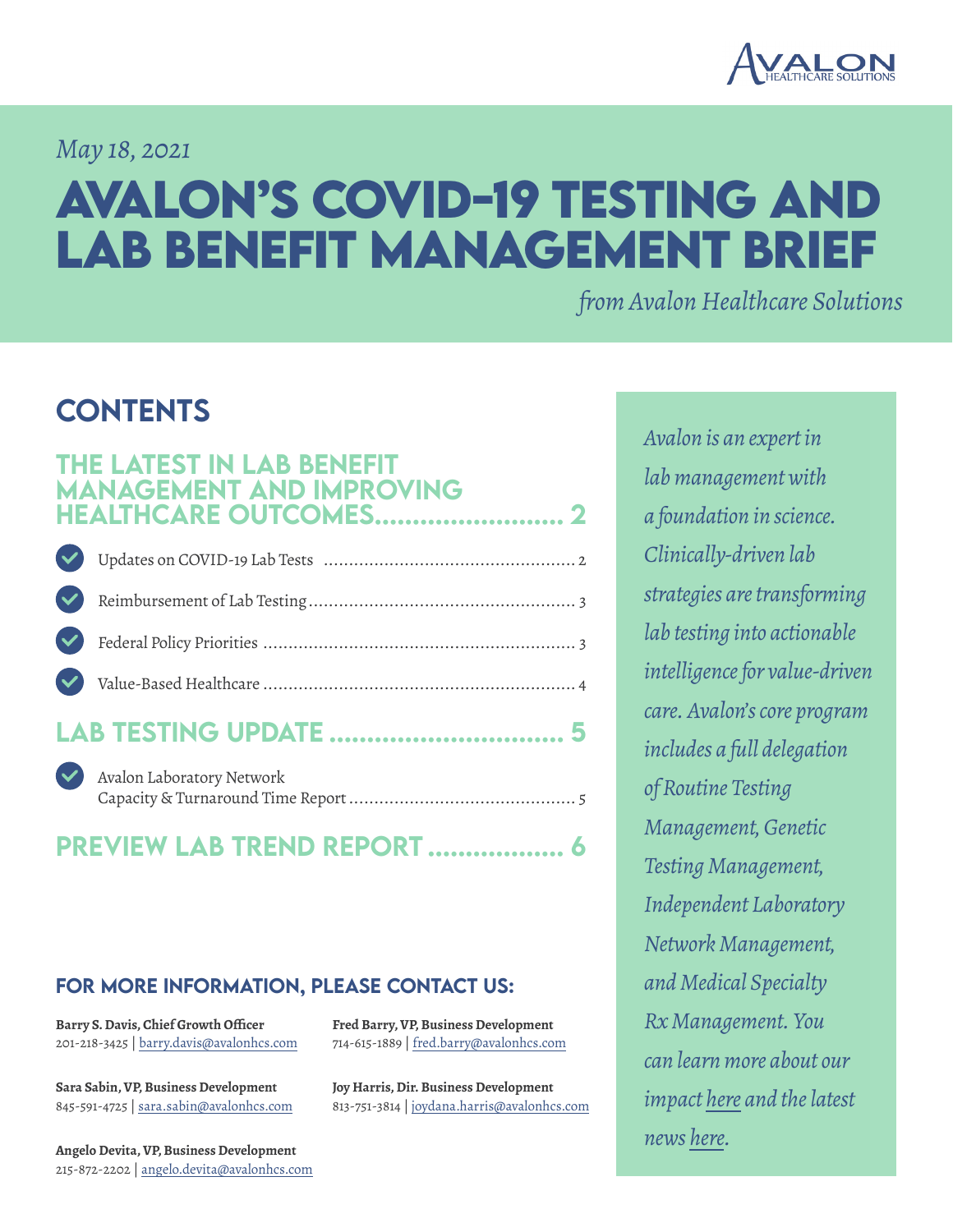AVALON HEALTHCARE SOLUTIONS

*May 18, 2021*

# AVALON'S COVID-19 TESTING AND LAB BENEFIT MANAGEMENT BRIEF

*from Avalon Healthcare Solutions*

## CONTENTS

### THE LATEST IN LAB BENEFIT MANAGEMENT AND IMPROVING HEALTHCARE OUTCOMES ........................ 2

- Updates on COVID-19 Lab Tests ........................ 2
- Reimbursement of Lab Testing ........................ 3
- Federal Policy Priorities ........................ 3
- Value-Based Healthcare ........................ 4

### LAB TESTING UPDATE ........................ 5

- Avalon Laboratory Network Capacity & Turnaround Time Report ........................ 5

### PREVIEW LAB TREND REPORT ........................ 6

*Avalon is an expert in lab management with a foundation in science. Clinically-driven lab strategies are transforming lab testing into actionable intelligence for value-driven care. Avalon's core program includes a full delegation of Routine Testing Management, Genetic Testing Management, Independent Laboratory Network Management, and Medical Specialty Rx Management. You can learn more about our impact here and the latest news here.*

## FOR MORE INFORMATION, PLEASE CONTACT US:

**Barry S. Davis, Chief Growth Officer**
201-218-3425 | barry.davis@avalonhcs.com

**Sara Sabin, VP, Business Development**
845-591-4725 | sara.sabin@avalonhcs.com

**Angelo Devita, VP, Business Development**
215-872-2202 | angelo.devita@avalonhcs.com

**Fred Barry, VP, Business Development**
714-615-1889 | fred.barry@avalonhcs.com

**Joy Harris, Dir. Business Development**
813-751-3814 | joydana.harris@avalonhcs.com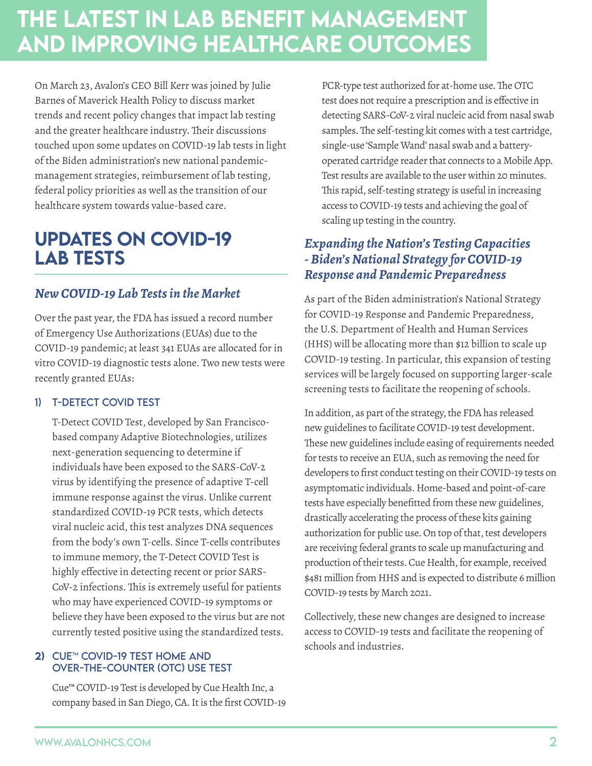# THE LATEST IN LAB BENEFIT MANAGEMENT AND IMPROVING HEALTHCARE OUTCOMES

On March 23, Avalon's CEO Bill Kerr was joined by Julie Barnes of Maverick Health Policy to discuss market trends and recent policy changes that impact lab testing and the greater healthcare industry. Their discussions touched upon some updates on COVID-19 lab tests in light of the Biden administration's new national pandemic-management strategies, reimbursement of lab testing, federal policy priorities as well as the transition of our healthcare system towards value-based care.

## UPDATES ON COVID-19 LAB TESTS

### *New COVID-19 Lab Tests in the Market*

Over the past year, the FDA has issued a record number of Emergency Use Authorizations (EUAs) due to the COVID-19 pandemic; at least 341 EUAs are allocated for in vitro COVID-19 diagnostic tests alone. Two new tests were recently granted EUAs:

#### 1) T-DETECT COVID TEST

T-Detect COVID Test, developed by San Francisco-based company Adaptive Biotechnologies, utilizes next-generation sequencing to determine if individuals have been exposed to the SARS-CoV-2 virus by identifying the presence of adaptive T-cell immune response against the virus. Unlike current standardized COVID-19 PCR tests, which detects viral nucleic acid, this test analyzes DNA sequences from the body's own T-cells. Since T-cells contributes to immune memory, the T-Detect COVID Test is highly effective in detecting recent or prior SARS-CoV-2 infections. This is extremely useful for patients who may have experienced COVID-19 symptoms or believe they have been exposed to the virus but are not currently tested positive using the standardized tests.

#### 2) CUE™ COVID-19 TEST HOME AND OVER-THE-COUNTER (OTC) USE TEST

Cue™ COVID-19 Test is developed by Cue Health Inc, a company based in San Diego, CA. It is the first COVID-19 PCR-type test authorized for at-home use. The OTC test does not require a prescription and is effective in detecting SARS-CoV-2 viral nucleic acid from nasal swab samples. The self-testing kit comes with a test cartridge, single-use 'Sample Wand' nasal swab and a battery-operated cartridge reader that connects to a Mobile App. Test results are available to the user within 20 minutes. This rapid, self-testing strategy is useful in increasing access to COVID-19 tests and achieving the goal of scaling up testing in the country.

### *Expanding the Nation's Testing Capacities - Biden's National Strategy for COVID-19 Response and Pandemic Preparedness*

As part of the Biden administration's National Strategy for COVID-19 Response and Pandemic Preparedness, the U.S. Department of Health and Human Services (HHS) will be allocating more than $12 billion to scale up COVID-19 testing. In particular, this expansion of testing services will be largely focused on supporting larger-scale screening tests to facilitate the reopening of schools.

In addition, as part of the strategy, the FDA has released new guidelines to facilitate COVID-19 test development. These new guidelines include easing of requirements needed for tests to receive an EUA, such as removing the need for developers to first conduct testing on their COVID-19 tests on asymptomatic individuals. Home-based and point-of-care tests have especially benefitted from these new guidelines, drastically accelerating the process of these kits gaining authorization for public use. On top of that, test developers are receiving federal grants to scale up manufacturing and production of their tests. Cue Health, for example, received $481 million from HHS and is expected to distribute 6 million COVID-19 tests by March 2021.

Collectively, these new changes are designed to increase access to COVID-19 tests and facilitate the reopening of schools and industries.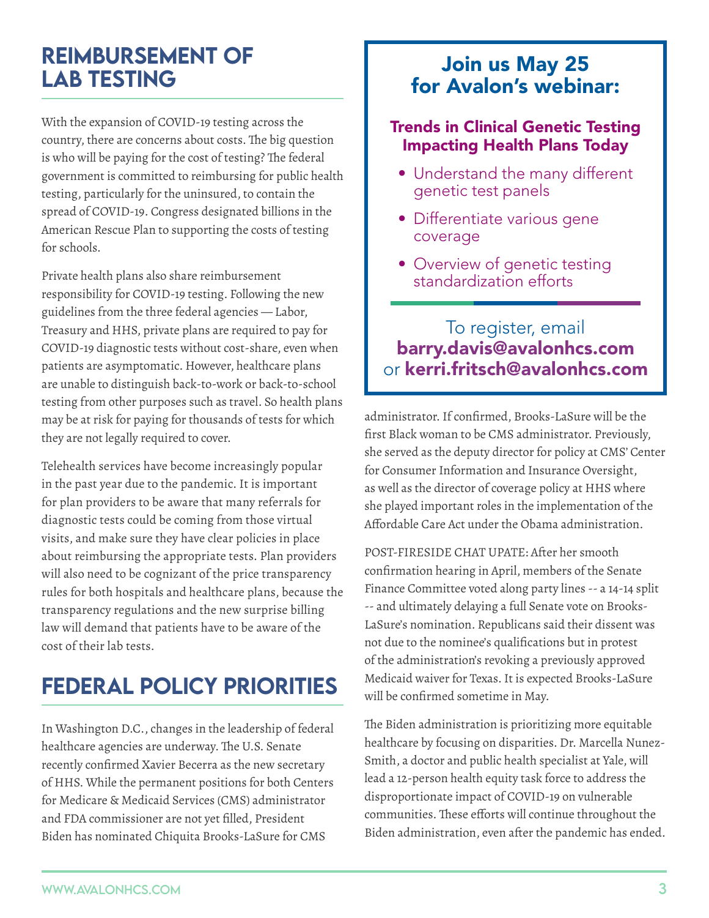## REIMBURSEMENT OF LAB TESTING

With the expansion of COVID-19 testing across the country, there are concerns about costs. The big question is who will be paying for the cost of testing? The federal government is committed to reimbursing for public health testing, particularly for the uninsured, to contain the spread of COVID-19. Congress designated billions in the American Rescue Plan to supporting the costs of testing for schools.

Private health plans also share reimbursement responsibility for COVID-19 testing. Following the new guidelines from the three federal agencies — Labor, Treasury and HHS, private plans are required to pay for COVID-19 diagnostic tests without cost-share, even when patients are asymptomatic. However, healthcare plans are unable to distinguish back-to-work or back-to-school testing from other purposes such as travel. So health plans may be at risk for paying for thousands of tests for which they are not legally required to cover.

Telehealth services have become increasingly popular in the past year due to the pandemic. It is important for plan providers to be aware that many referrals for diagnostic tests could be coming from those virtual visits, and make sure they have clear policies in place about reimbursing the appropriate tests. Plan providers will also need to be cognizant of the price transparency rules for both hospitals and healthcare plans, because the transparency regulations and the new surprise billing law will demand that patients have to be aware of the cost of their lab tests.

## FEDERAL POLICY PRIORITIES

In Washington D.C., changes in the leadership of federal healthcare agencies are underway. The U.S. Senate recently confirmed Xavier Becerra as the new secretary of HHS. While the permanent positions for both Centers for Medicare & Medicaid Services (CMS) administrator and FDA commissioner are not yet filled, President Biden has nominated Chiquita Brooks-LaSure for CMS administrator. If confirmed, Brooks-LaSure will be the first Black woman to be CMS administrator. Previously, she served as the deputy director for policy at CMS' Center for Consumer Information and Insurance Oversight, as well as the director of coverage policy at HHS where she played important roles in the implementation of the Affordable Care Act under the Obama administration.

POST-FIRESIDE CHAT UPATE: After her smooth confirmation hearing in April, members of the Senate Finance Committee voted along party lines -- a 14-14 split -- and ultimately delaying a full Senate vote on Brooks-LaSure's nomination. Republicans said their dissent was not due to the nominee's qualifications but in protest of the administration's revoking a previously approved Medicaid waiver for Texas. It is expected Brooks-LaSure will be confirmed sometime in May.

The Biden administration is prioritizing more equitable healthcare by focusing on disparities. Dr. Marcella Nunez-Smith, a doctor and public health specialist at Yale, will lead a 12-person health equity task force to address the disproportionate impact of COVID-19 on vulnerable communities. These efforts will continue throughout the Biden administration, even after the pandemic has ended.

---

### Join us May 25 for Avalon's webinar:

**Trends in Clinical Genetic Testing Impacting Health Plans Today**

- Understand the many different genetic test panels
- Differentiate various gene coverage
- Overview of genetic testing standardization efforts

To register, email **barry.davis@avalonhcs.com** or **kerri.fritsch@avalonhcs.com**

---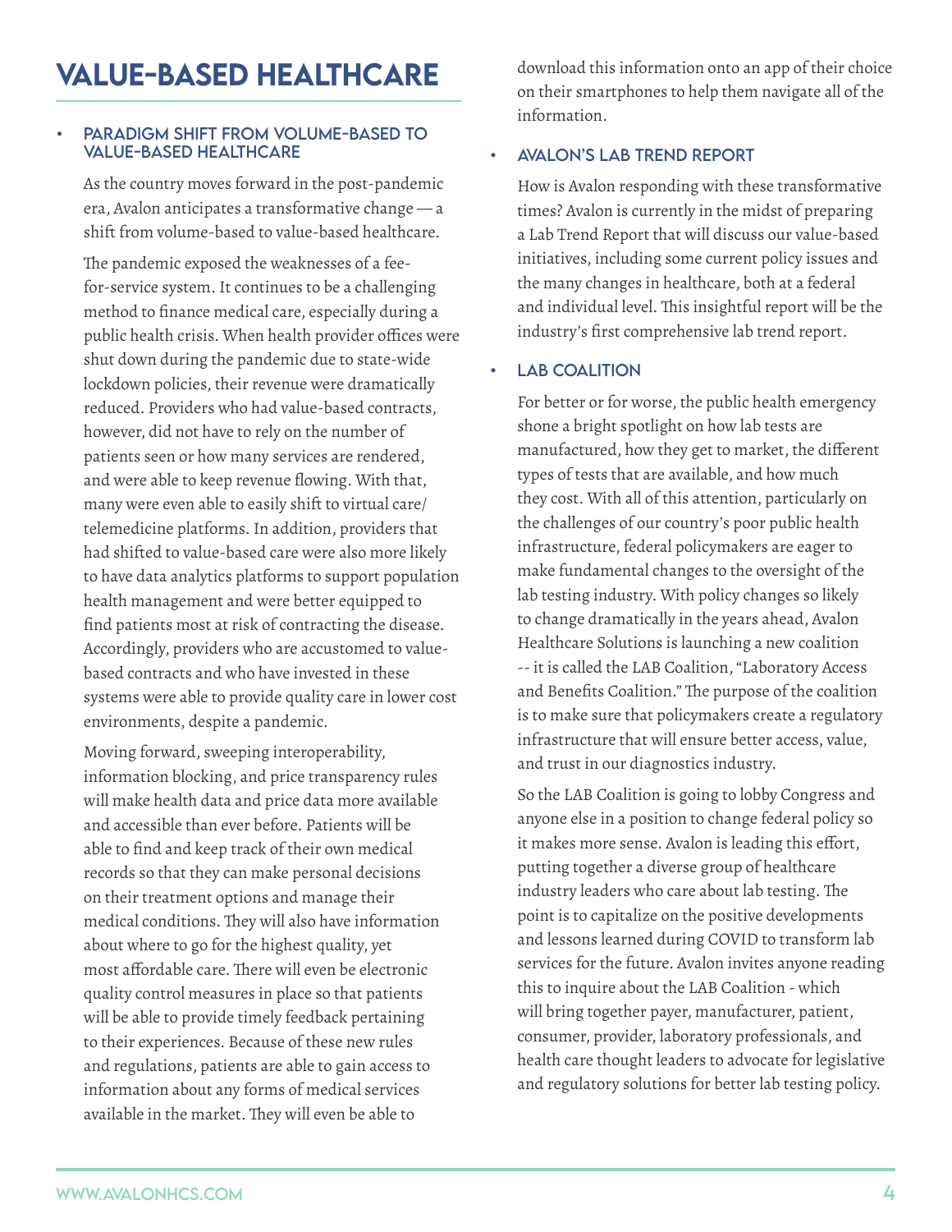# VALUE-BASED HEALTHCARE

- ## PARADIGM SHIFT FROM VOLUME-BASED TO VALUE-BASED HEALTHCARE

As the country moves forward in the post-pandemic era, Avalon anticipates a transformative change — a shift from volume-based to value-based healthcare.

The pandemic exposed the weaknesses of a fee-for-service system. It continues to be a challenging method to finance medical care, especially during a public health crisis. When health provider offices were shut down during the pandemic due to state-wide lockdown policies, their revenue were dramatically reduced. Providers who had value-based contracts, however, did not have to rely on the number of patients seen or how many services are rendered, and were able to keep revenue flowing. With that, many were even able to easily shift to virtual care/ telemedicine platforms. In addition, providers that had shifted to value-based care were also more likely to have data analytics platforms to support population health management and were better equipped to find patients most at risk of contracting the disease. Accordingly, providers who are accustomed to value-based contracts and who have invested in these systems were able to provide quality care in lower cost environments, despite a pandemic.

Moving forward, sweeping interoperability, information blocking, and price transparency rules will make health data and price data more available and accessible than ever before. Patients will be able to find and keep track of their own medical records so that they can make personal decisions on their treatment options and manage their medical conditions. They will also have information about where to go for the highest quality, yet most affordable care. There will even be electronic quality control measures in place so that patients will be able to provide timely feedback pertaining to their experiences. Because of these new rules and regulations, patients are able to gain access to information about any forms of medical services available in the market. They will even be able to download this information onto an app of their choice on their smartphones to help them navigate all of the information.

- ## AVALON'S LAB TREND REPORT

How is Avalon responding with these transformative times? Avalon is currently in the midst of preparing a Lab Trend Report that will discuss our value-based initiatives, including some current policy issues and the many changes in healthcare, both at a federal and individual level. This insightful report will be the industry's first comprehensive lab trend report.

- ## LAB COALITION

For better or for worse, the public health emergency shone a bright spotlight on how lab tests are manufactured, how they get to market, the different types of tests that are available, and how much they cost. With all of this attention, particularly on the challenges of our country's poor public health infrastructure, federal policymakers are eager to make fundamental changes to the oversight of the lab testing industry. With policy changes so likely to change dramatically in the years ahead, Avalon Healthcare Solutions is launching a new coalition -- it is called the LAB Coalition, "Laboratory Access and Benefits Coalition." The purpose of the coalition is to make sure that policymakers create a regulatory infrastructure that will ensure better access, value, and trust in our diagnostics industry.

So the LAB Coalition is going to lobby Congress and anyone else in a position to change federal policy so it makes more sense. Avalon is leading this effort, putting together a diverse group of healthcare industry leaders who care about lab testing. The point is to capitalize on the positive developments and lessons learned during COVID to transform lab services for the future. Avalon invites anyone reading this to inquire about the LAB Coalition - which will bring together payer, manufacturer, patient, consumer, provider, laboratory professionals, and health care thought leaders to advocate for legislative and regulatory solutions for better lab testing policy.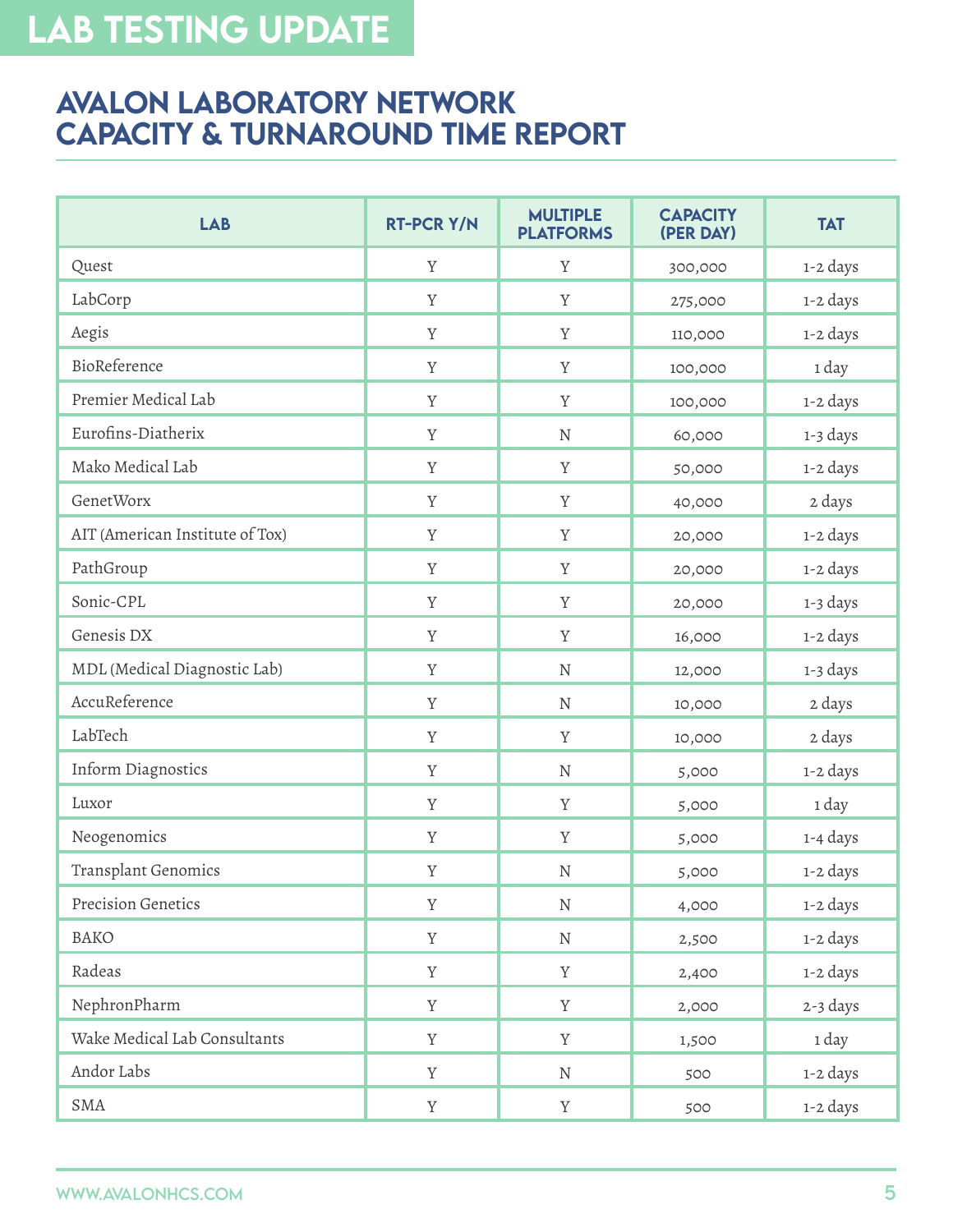# LAB TESTING UPDATE

## AVALON LABORATORY NETWORK CAPACITY & TURNAROUND TIME REPORT

| LAB | RT-PCR Y/N | MULTIPLE PLATFORMS | CAPACITY (PER DAY) | TAT |
|---|---|---|---|---|
| Quest | Y | Y | 300,000 | 1-2 days |
| LabCorp | Y | Y | 275,000 | 1-2 days |
| Aegis | Y | Y | 110,000 | 1-2 days |
| BioReference | Y | Y | 100,000 | 1 day |
| Premier Medical Lab | Y | Y | 100,000 | 1-2 days |
| Eurofins-Diatherix | Y | N | 60,000 | 1-3 days |
| Mako Medical Lab | Y | Y | 50,000 | 1-2 days |
| GenetWorx | Y | Y | 40,000 | 2 days |
| AIT (American Institute of Tox) | Y | Y | 20,000 | 1-2 days |
| PathGroup | Y | Y | 20,000 | 1-2 days |
| Sonic-CPL | Y | Y | 20,000 | 1-3 days |
| Genesis DX | Y | Y | 16,000 | 1-2 days |
| MDL (Medical Diagnostic Lab) | Y | N | 12,000 | 1-3 days |
| AccuReference | Y | N | 10,000 | 2 days |
| LabTech | Y | Y | 10,000 | 2 days |
| Inform Diagnostics | Y | N | 5,000 | 1-2 days |
| Luxor | Y | Y | 5,000 | 1 day |
| Neogenomics | Y | Y | 5,000 | 1-4 days |
| Transplant Genomics | Y | N | 5,000 | 1-2 days |
| Precision Genetics | Y | N | 4,000 | 1-2 days |
| BAKO | Y | N | 2,500 | 1-2 days |
| Radeas | Y | Y | 2,400 | 1-2 days |
| NephronPharm | Y | Y | 2,000 | 2-3 days |
| Wake Medical Lab Consultants | Y | Y | 1,500 | 1 day |
| Andor Labs | Y | N | 500 | 1-2 days |
| SMA | Y | Y | 500 | 1-2 days |

WWW.AVALONHCS.COM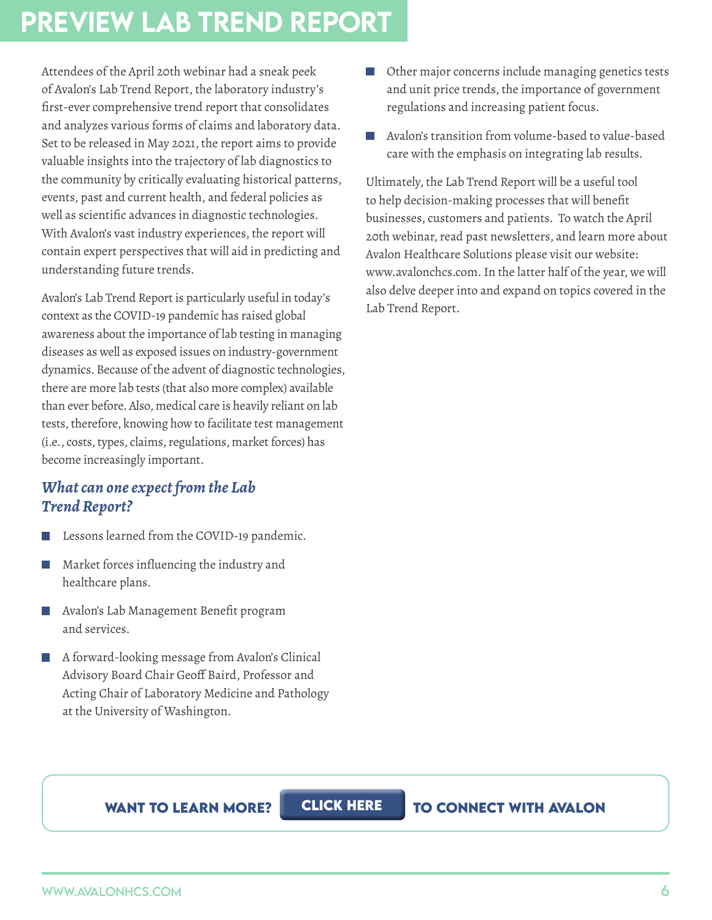# PREVIEW LAB TREND REPORT

Attendees of the April 20th webinar had a sneak peek of Avalon's Lab Trend Report, the laboratory industry's first-ever comprehensive trend report that consolidates and analyzes various forms of claims and laboratory data. Set to be released in May 2021, the report aims to provide valuable insights into the trajectory of lab diagnostics to the community by critically evaluating historical patterns, events, past and current health, and federal policies as well as scientific advances in diagnostic technologies. With Avalon's vast industry experiences, the report will contain expert perspectives that will aid in predicting and understanding future trends.

Avalon's Lab Trend Report is particularly useful in today's context as the COVID-19 pandemic has raised global awareness about the importance of lab testing in managing diseases as well as exposed issues on industry-government dynamics. Because of the advent of diagnostic technologies, there are more lab tests (that also more complex) available than ever before. Also, medical care is heavily reliant on lab tests, therefore, knowing how to facilitate test management (i.e., costs, types, claims, regulations, market forces) has become increasingly important.

### *What can one expect from the Lab Trend Report?*

- Lessons learned from the COVID-19 pandemic.
- Market forces influencing the industry and healthcare plans.
- Avalon's Lab Management Benefit program and services.
- A forward-looking message from Avalon's Clinical Advisory Board Chair Geoff Baird, Professor and Acting Chair of Laboratory Medicine and Pathology at the University of Washington.
- Other major concerns include managing genetics tests and unit price trends, the importance of government regulations and increasing patient focus.
- Avalon's transition from volume-based to value-based care with the emphasis on integrating lab results.

Ultimately, the Lab Trend Report will be a useful tool to help decision-making processes that will benefit businesses, customers and patients. To watch the April 20th webinar, read past newsletters, and learn more about Avalon Healthcare Solutions please visit our website: www.avalonchcs.com. In the latter half of the year, we will also delve deeper into and expand on topics covered in the Lab Trend Report.

**WANT TO LEARN MORE? CLICK HERE TO CONNECT WITH AVALON**